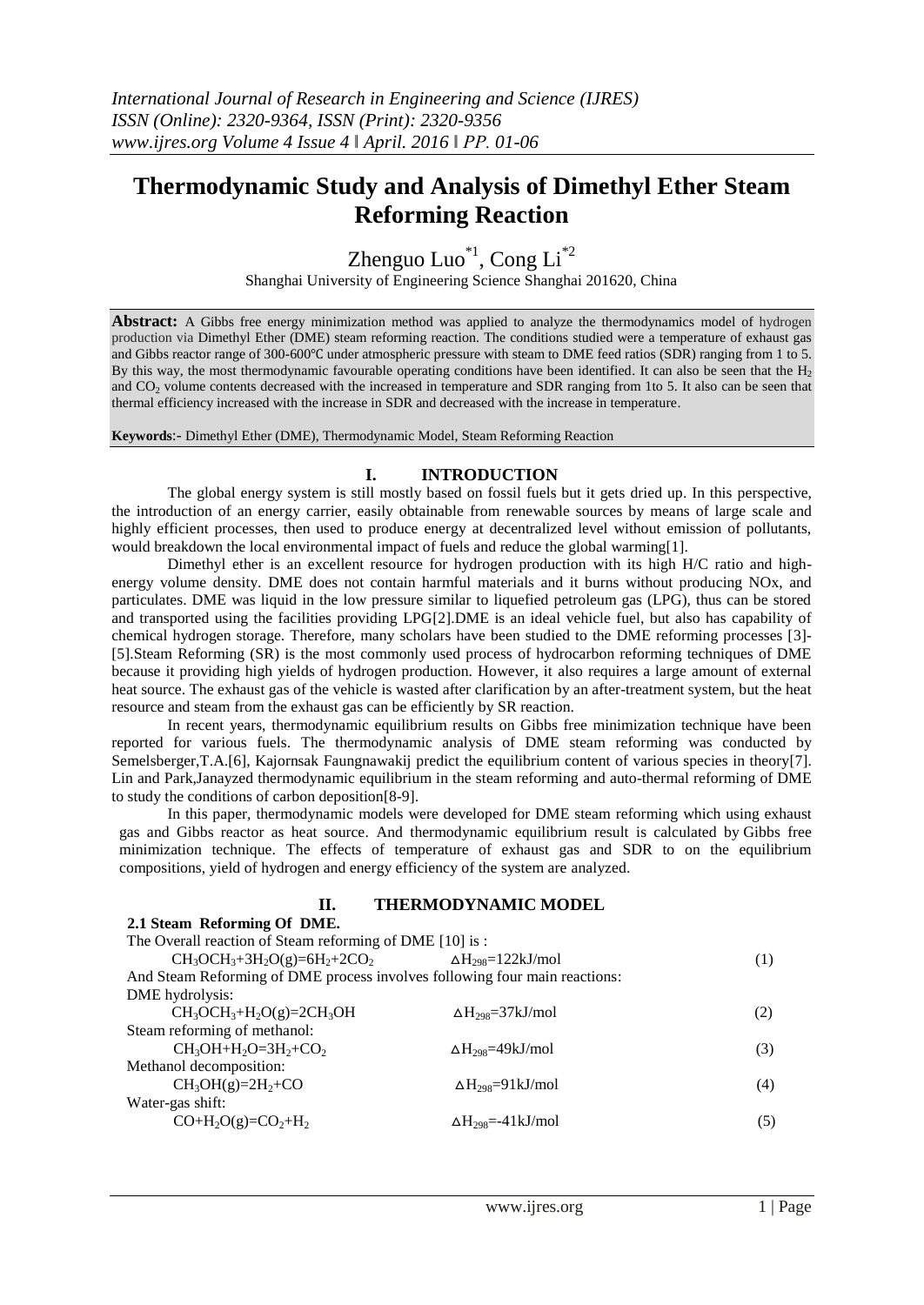# Thermodynamic Study and Analysis of Dimethyl Ether Steam Reforming Reaction

Zhenguo Luo[*1], Cong Li[*2]

Shanghai University of Engineering Science Shanghai 201620, China

**Abstract:** A Gibbs free energy minimization method was applied to analyze the thermodynamics model of hydrogen production via Dimethyl Ether (DME) steam reforming reaction. The conditions studied were a temperature of exhaust gas and Gibbs reactor range of 300-600℃ under atmospheric pressure with steam to DME feed ratios (SDR) ranging from 1 to 5. By this way, the most thermodynamic favourable operating conditions have been identified. It can also be seen that the $H_2$ and $CO_2$ volume contents decreased with the increased in temperature and SDR ranging from 1to 5. It also can be seen that thermal efficiency increased with the increase in SDR and decreased with the increase in temperature.

**Keywords**:- Dimethyl Ether (DME), Thermodynamic Model, Steam Reforming Reaction

## I. INTRODUCTION

The global energy system is still mostly based on fossil fuels but it gets dried up. In this perspective, the introduction of an energy carrier, easily obtainable from renewable sources by means of large scale and highly efficient processes, then used to produce energy at decentralized level without emission of pollutants, would breakdown the local environmental impact of fuels and reduce the global warming[1].

Dimethyl ether is an excellent resource for hydrogen production with its high H/C ratio and high-energy volume density. DME does not contain harmful materials and it burns without producing NOx, and particulates. DME was liquid in the low pressure similar to liquefied petroleum gas (LPG), thus can be stored and transported using the facilities providing LPG[2].DME is an ideal vehicle fuel, but also has capability of chemical hydrogen storage. Therefore, many scholars have been studied to the DME reforming processes [3]-[5].Steam Reforming (SR) is the most commonly used process of hydrocarbon reforming techniques of DME because it providing high yields of hydrogen production. However, it also requires a large amount of external heat source. The exhaust gas of the vehicle is wasted after clarification by an after-treatment system, but the heat resource and steam from the exhaust gas can be efficiently by SR reaction.

In recent years, thermodynamic equilibrium results on Gibbs free minimization technique have been reported for various fuels. The thermodynamic analysis of DME steam reforming was conducted by Semelsberger,T.A.[6], Kajornsak Faungnawakij predict the equilibrium content of various species in theory[7]. Lin and Park,Janayzed thermodynamic equilibrium in the steam reforming and auto-thermal reforming of DME to study the conditions of carbon deposition[8-9].

In this paper, thermodynamic models were developed for DME steam reforming which using exhaust gas and Gibbs reactor as heat source. And thermodynamic equilibrium result is calculated by Gibbs free minimization technique. The effects of temperature of exhaust gas and SDR to on the equilibrium compositions, yield of hydrogen and energy efficiency of the system are analyzed.

## II. THERMODYNAMIC MODEL

### 2.1 Steam Reforming Of DME.

The Overall reaction of Steam reforming of DME [10] is :

$$CH_3OCH_3+3H_2O(g)=6H_2+2CO_2 \qquad \Delta H_{298}=122kJ/mol \qquad (1)$$

And Steam Reforming of DME process involves following four main reactions:

DME hydrolysis:

$$CH_3OCH_3+H_2O(g)=2CH_3OH \qquad \Delta H_{298}=37kJ/mol \qquad (2)$$

Steam reforming of methanol:

$$CH_3OH+H_2O=3H_2+CO_2 \qquad \Delta H_{298}=49kJ/mol \qquad (3)$$

Methanol decomposition:

$$CH_3OH(g)=2H_2+CO \qquad \Delta H_{298}=91kJ/mol \qquad (4)$$

Water-gas shift:

$$CO+H_2O(g)=CO_2+H_2 \qquad \Delta H_{298}=-41kJ/mol \qquad (5)$$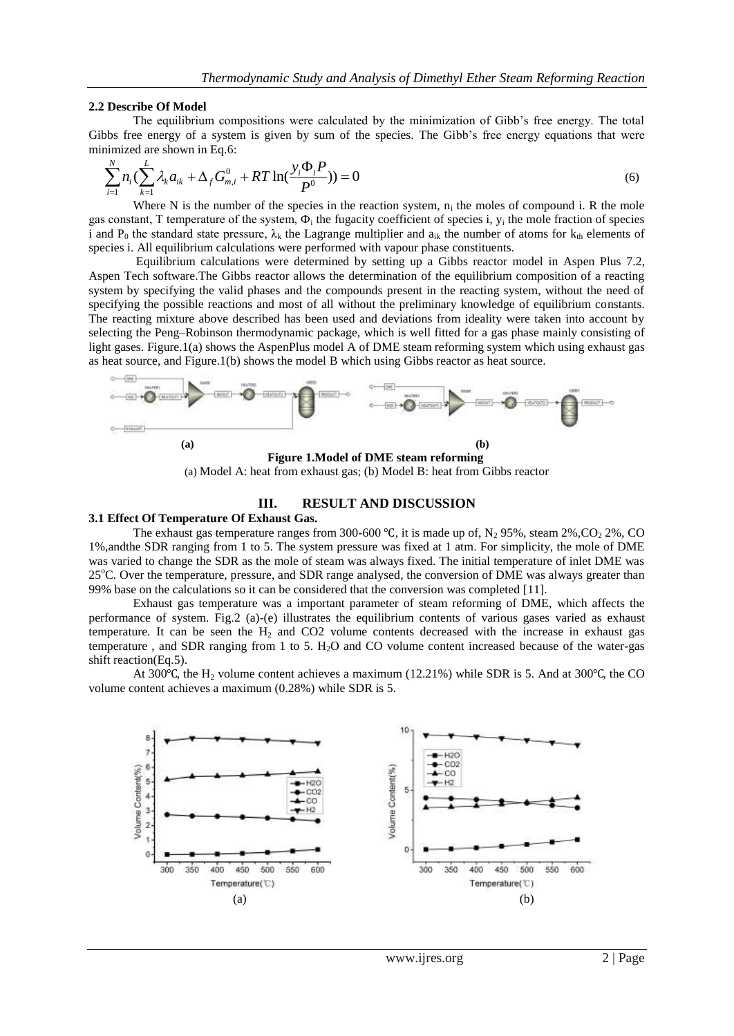### 2.2 Describe Of Model

The equilibrium compositions were calculated by the minimization of Gibb's free energy. The total Gibbs free energy of a system is given by sum of the species. The Gibb's free energy equations that were minimized are shown in Eq.6:

$$\sum_{i=1}^{N} n_i \left( \sum_{k=1}^{L} \lambda_k a_{ik} + \Delta_f G_{m,i}^0 + RT \ln\left(\frac{y_i \Phi_i P}{P^0}\right) \right) = 0 \tag{6}$$

Where N is the number of the species in the reaction system, $n_i$ the moles of compound i. R the mole gas constant, T temperature of the system, $\Phi_i$ the fugacity coefficient of species i, $y_i$ the mole fraction of species i and $P_0$ the standard state pressure, $\lambda_k$ the Lagrange multiplier and $a_{ik}$ the number of atoms for $k_{th}$ elements of species i. All equilibrium calculations were performed with vapour phase constituents.

Equilibrium calculations were determined by setting up a Gibbs reactor model in Aspen Plus 7.2, Aspen Tech software.The Gibbs reactor allows the determination of the equilibrium composition of a reacting system by specifying the valid phases and the compounds present in the reacting system, without the need of specifying the possible reactions and most of all without the preliminary knowledge of equilibrium constants. The reacting mixture above described has been used and deviations from ideality were taken into account by selecting the Peng–Robinson thermodynamic package, which is well fitted for a gas phase mainly consisting of light gases. Figure.1(a) shows the AspenPlus model A of DME steam reforming system which using exhaust gas as heat source, and Figure.1(b) shows the model B which using Gibbs reactor as heat source.

(a) (b)

**Figure 1.Model of DME steam reforming**

(a) Model A: heat from exhaust gas; (b) Model B: heat from Gibbs reactor

## III. RESULT AND DISCUSSION

### 3.1 Effect Of Temperature Of Exhaust Gas.

The exhaust gas temperature ranges from 300-600 ℃, it is made up of, $N_2$ 95%, steam 2%,$CO_2$ 2%, CO 1%,andthe SDR ranging from 1 to 5. The system pressure was fixed at 1 atm. For simplicity, the mole of DME was varied to change the SDR as the mole of steam was always fixed. The initial temperature of inlet DME was 25°C. Over the temperature, pressure, and SDR range analysed, the conversion of DME was always greater than 99% base on the calculations so it can be considered that the conversion was completed [11].

Exhaust gas temperature was a important parameter of steam reforming of DME, which affects the performance of system. Fig.2 (a)-(e) illustrates the equilibrium contents of various gases varied as exhaust temperature. It can be seen the $H_2$ and CO2 volume contents decreased with the increase in exhaust gas temperature , and SDR ranging from 1 to 5. $H_2O$ and CO volume content increased because of the water-gas shift reaction(Eq.5).

At 300℃, the $H_2$ volume content achieves a maximum (12.21%) while SDR is 5. And at 300℃, the CO volume content achieves a maximum (0.28%) while SDR is 5.

(a) (b)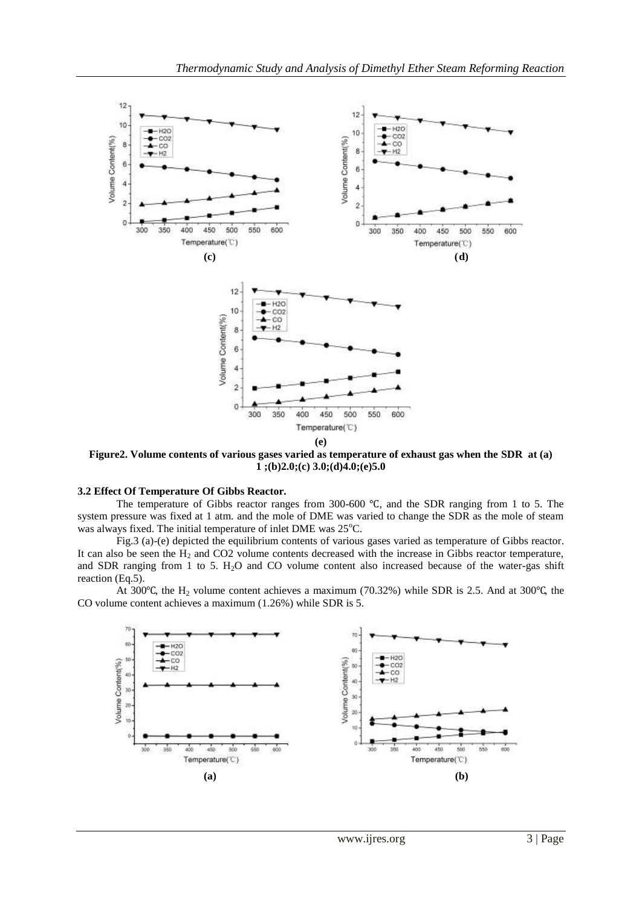(c)

(d)

(e)

**Figure2. Volume contents of various gases varied as temperature of exhaust gas when the SDR at (a) 1 ;(b)2.0;(c) 3.0;(d)4.0;(e)5.0**

### 3.2 Effect Of Temperature Of Gibbs Reactor.

The temperature of Gibbs reactor ranges from 300-600 ℃, and the SDR ranging from 1 to 5. The system pressure was fixed at 1 atm. and the mole of DME was varied to change the SDR as the mole of steam was always fixed. The initial temperature of inlet DME was 25°C.

Fig.3 (a)-(e) depicted the equilibrium contents of various gases varied as temperature of Gibbs reactor. It can also be seen the $H_2$ and CO2 volume contents decreased with the increase in Gibbs reactor temperature, and SDR ranging from 1 to 5. $H_2O$ and CO volume content also increased because of the water-gas shift reaction (Eq.5).

At 300℃, the $H_2$ volume content achieves a maximum (70.32%) while SDR is 2.5. And at 300℃, the CO volume content achieves a maximum (1.26%) while SDR is 5.

(a)

(b)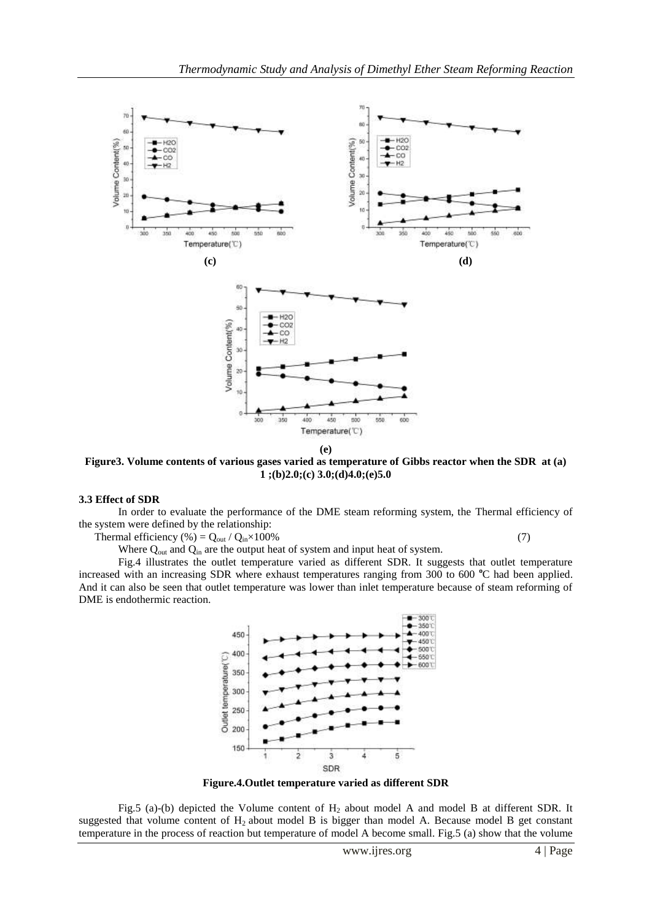(c)

(d)

(e)

**Figure3. Volume contents of various gases varied as temperature of Gibbs reactor when the SDR at (a) 1 ;(b)2.0;(c) 3.0;(d)4.0;(e)5.0**

### 3.3 Effect of SDR

In order to evaluate the performance of the DME steam reforming system, the Thermal efficiency of the system were defined by the relationship:

Thermal efficiency (%) = $Q_{out}$ / $Q_{in}$×100% (7)

Where $Q_{out}$ and $Q_{in}$ are the output heat of system and input heat of system.

Fig.4 illustrates the outlet temperature varied as different SDR. It suggests that outlet temperature increased with an increasing SDR where exhaust temperatures ranging from 300 to 600 °C had been applied. And it can also be seen that outlet temperature was lower than inlet temperature because of steam reforming of DME is endothermic reaction.

**Figure.4.Outlet temperature varied as different SDR**

Fig.5 (a)-(b) depicted the Volume content of $H_2$ about model A and model B at different SDR. It suggested that volume content of $H_2$ about model B is bigger than model A. Because model B get constant temperature in the process of reaction but temperature of model A become small. Fig.5 (a) show that the volume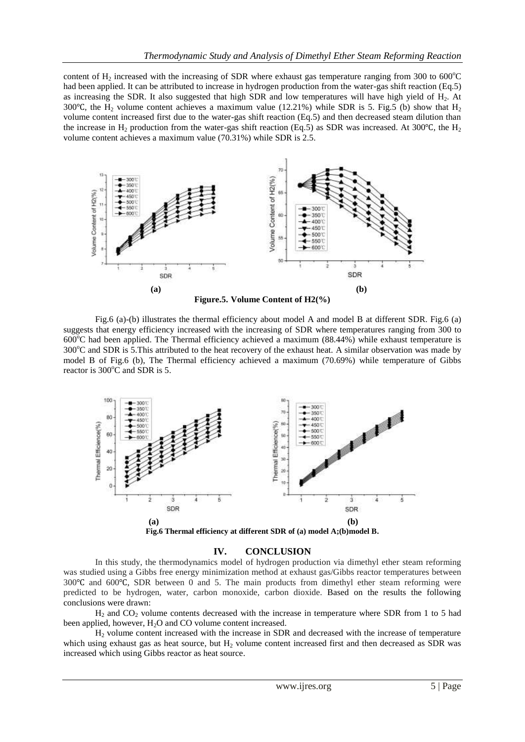content of $H_2$ increased with the increasing of SDR where exhaust gas temperature ranging from 300 to 600°C had been applied. It can be attributed to increase in hydrogen production from the water-gas shift reaction (Eq.5) as increasing the SDR. It also suggested that high SDR and low temperatures will have high yield of $H_2$. At 300℃, the $H_2$ volume content achieves a maximum value (12.21%) while SDR is 5. Fig.5 (b) show that $H_2$ volume content increased first due to the water-gas shift reaction (Eq.5) and then decreased steam dilution than the increase in $H_2$ production from the water-gas shift reaction (Eq.5) as SDR was increased. At 300℃, the $H_2$ volume content achieves a maximum value (70.31%) while SDR is 2.5.

**(a)** **(b)**

**Figure.5. Volume Content of H2(%)**

Fig.6 (a)-(b) illustrates the thermal efficiency about model A and model B at different SDR. Fig.6 (a) suggests that energy efficiency increased with the increasing of SDR where temperatures ranging from 300 to 600°C had been applied. The Thermal efficiency achieved a maximum (88.44%) while exhaust temperature is 300°C and SDR is 5.This attributed to the heat recovery of the exhaust heat. A similar observation was made by model B of Fig.6 (b), The Thermal efficiency achieved a maximum (70.69%) while temperature of Gibbs reactor is 300°C and SDR is 5.

**(a)** **(b)**

**Fig.6 Thermal efficiency at different SDR of (a) model A;(b)model B.**

## IV. CONCLUSION

In this study, the thermodynamics model of hydrogen production via dimethyl ether steam reforming was studied using a Gibbs free energy minimization method at exhaust gas/Gibbs reactor temperatures between 300℃ and 600℃, SDR between 0 and 5. The main products from dimethyl ether steam reforming were predicted to be hydrogen, water, carbon monoxide, carbon dioxide. Based on the results the following conclusions were drawn:

$H_2$ and $CO_2$ volume contents decreased with the increase in temperature where SDR from 1 to 5 had been applied, however, $H_2O$ and CO volume content increased.

$H_2$ volume content increased with the increase in SDR and decreased with the increase of temperature which using exhaust gas as heat source, but $H_2$ volume content increased first and then decreased as SDR was increased which using Gibbs reactor as heat source.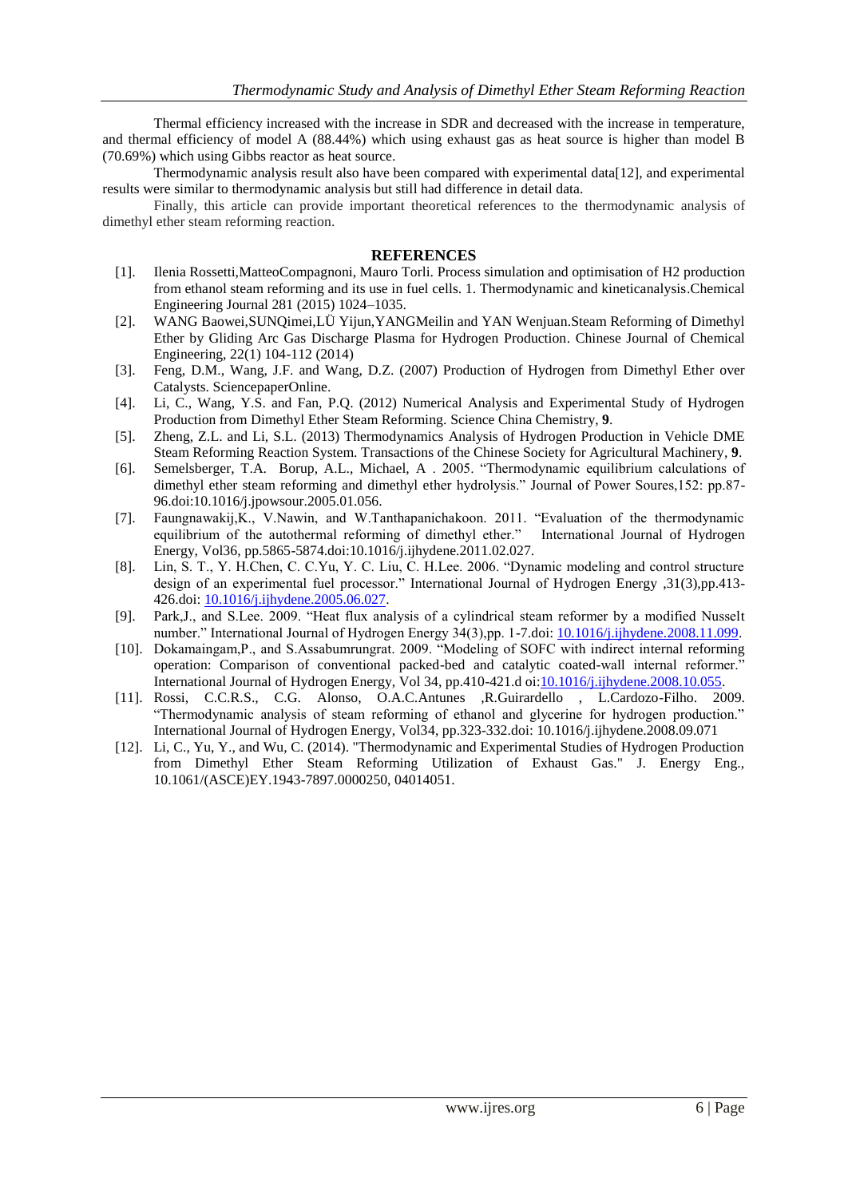Thermal efficiency increased with the increase in SDR and decreased with the increase in temperature, and thermal efficiency of model A (88.44%) which using exhaust gas as heat source is higher than model B (70.69%) which using Gibbs reactor as heat source.

Thermodynamic analysis result also have been compared with experimental data[12], and experimental results were similar to thermodynamic analysis but still had difference in detail data.

Finally, this article can provide important theoretical references to the thermodynamic analysis of dimethyl ether steam reforming reaction.

## REFERENCES

[1]. Ilenia Rossetti,MatteoCompagnoni, Mauro Torli. Process simulation and optimisation of H2 production from ethanol steam reforming and its use in fuel cells. 1. Thermodynamic and kineticanalysis.Chemical Engineering Journal 281 (2015) 1024–1035.

[2]. WANG Baowei,SUNQimei,LÜ Yijun,YANGMeilin and YAN Wenjuan.Steam Reforming of Dimethyl Ether by Gliding Arc Gas Discharge Plasma for Hydrogen Production. Chinese Journal of Chemical Engineering, 22(1) 104-112 (2014)

[3]. Feng, D.M., Wang, J.F. and Wang, D.Z. (2007) Production of Hydrogen from Dimethyl Ether over Catalysts. SciencepaperOnline.

[4]. Li, C., Wang, Y.S. and Fan, P.Q. (2012) Numerical Analysis and Experimental Study of Hydrogen Production from Dimethyl Ether Steam Reforming. Science China Chemistry, **9**.

[5]. Zheng, Z.L. and Li, S.L. (2013) Thermodynamics Analysis of Hydrogen Production in Vehicle DME Steam Reforming Reaction System. Transactions of the Chinese Society for Agricultural Machinery, **9**.

[6]. Semelsberger, T.A. Borup, A.L., Michael, A . 2005. "Thermodynamic equilibrium calculations of dimethyl ether steam reforming and dimethyl ether hydrolysis." Journal of Power Soures,152: pp.87-96.doi:10.1016/j.jpowsour.2005.01.056.

[7]. Faungnawakij,K., V.Nawin, and W.Tanthapanichakoon. 2011. "Evaluation of the thermodynamic equilibrium of the autothermal reforming of dimethyl ether." International Journal of Hydrogen Energy, Vol36, pp.5865-5874.doi:10.1016/j.ijhydene.2011.02.027.

[8]. Lin, S. T., Y. H.Chen, C. C.Yu, Y. C. Liu, C. H.Lee. 2006. "Dynamic modeling and control structure design of an experimental fuel processor." International Journal of Hydrogen Energy ,31(3),pp.413-426.doi: 10.1016/j.ijhydene.2005.06.027.

[9]. Park,J., and S.Lee. 2009. "Heat flux analysis of a cylindrical steam reformer by a modified Nusselt number." International Journal of Hydrogen Energy 34(3),pp. 1-7.doi: 10.1016/j.ijhydene.2008.11.099.

[10]. Dokamaingam,P., and S.Assabumrungrat. 2009. "Modeling of SOFC with indirect internal reforming operation: Comparison of conventional packed-bed and catalytic coated-wall internal reformer." International Journal of Hydrogen Energy, Vol 34, pp.410-421.d oi:10.1016/j.ijhydene.2008.10.055.

[11]. Rossi, C.C.R.S., C.G. Alonso, O.A.C.Antunes ,R.Guirardello , L.Cardozo-Filho. 2009. "Thermodynamic analysis of steam reforming of ethanol and glycerine for hydrogen production." International Journal of Hydrogen Energy, Vol34, pp.323-332.doi: 10.1016/j.ijhydene.2008.09.071

[12]. Li, C., Yu, Y., and Wu, C. (2014). "Thermodynamic and Experimental Studies of Hydrogen Production from Dimethyl Ether Steam Reforming Utilization of Exhaust Gas." J. Energy Eng., 10.1061/(ASCE)EY.1943-7897.0000250, 04014051.